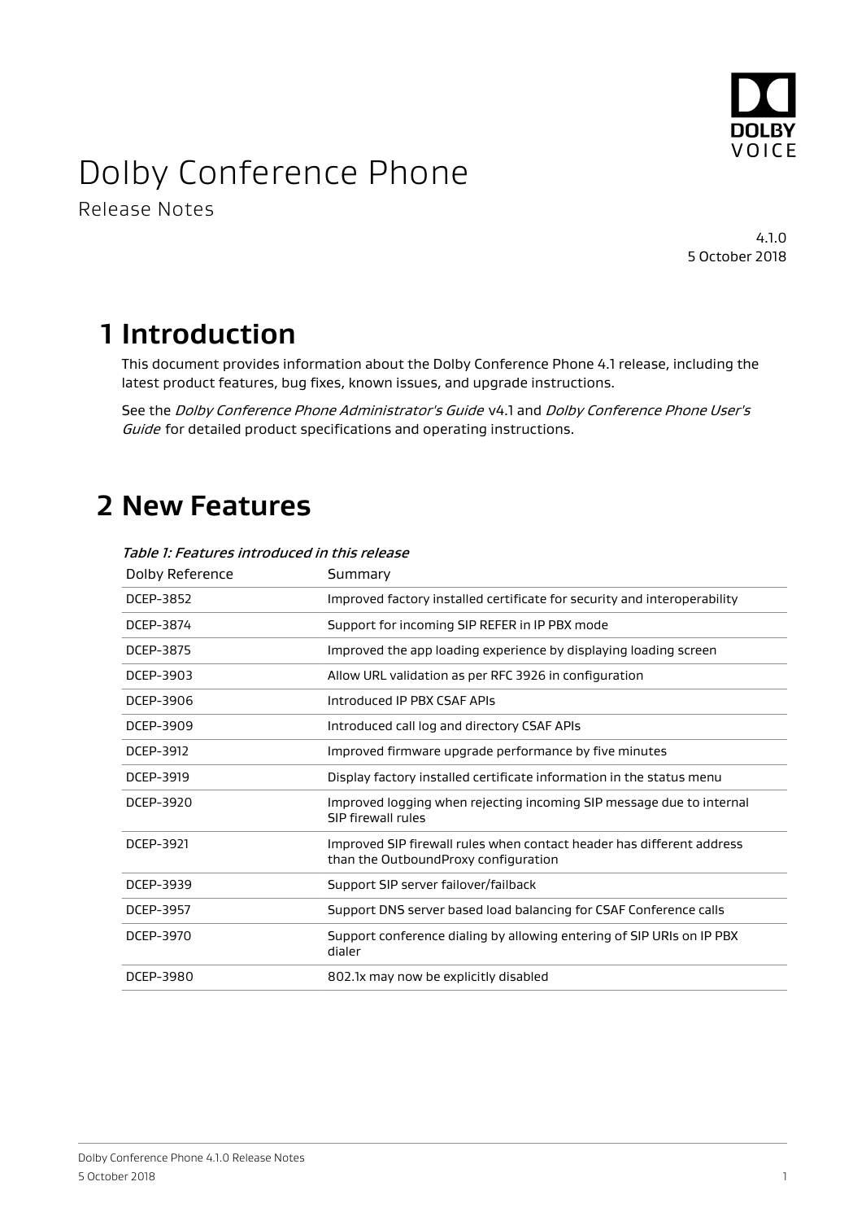# Dolby Conference Phone

Release Notes

4.1.0
5 October 2018

## 1 Introduction

This document provides information about the Dolby Conference Phone 4.1 release, including the latest product features, bug fixes, known issues, and upgrade instructions.

See the *Dolby Conference Phone Administrator's Guide* v4.1 and *Dolby Conference Phone User's Guide* for detailed product specifications and operating instructions.

## 2 New Features

*Table 1: Features introduced in this release*

| Dolby Reference | Summary |
|---|---|
| DCEP-3852 | Improved factory installed certificate for security and interoperability |
| DCEP-3874 | Support for incoming SIP REFER in IP PBX mode |
| DCEP-3875 | Improved the app loading experience by displaying loading screen |
| DCEP-3903 | Allow URL validation as per RFC 3926 in configuration |
| DCEP-3906 | Introduced IP PBX CSAF APIs |
| DCEP-3909 | Introduced call log and directory CSAF APIs |
| DCEP-3912 | Improved firmware upgrade performance by five minutes |
| DCEP-3919 | Display factory installed certificate information in the status menu |
| DCEP-3920 | Improved logging when rejecting incoming SIP message due to internal SIP firewall rules |
| DCEP-3921 | Improved SIP firewall rules when contact header has different address than the OutboundProxy configuration |
| DCEP-3939 | Support SIP server failover/failback |
| DCEP-3957 | Support DNS server based load balancing for CSAF Conference calls |
| DCEP-3970 | Support conference dialing by allowing entering of SIP URIs on IP PBX dialer |
| DCEP-3980 | 802.1x may now be explicitly disabled |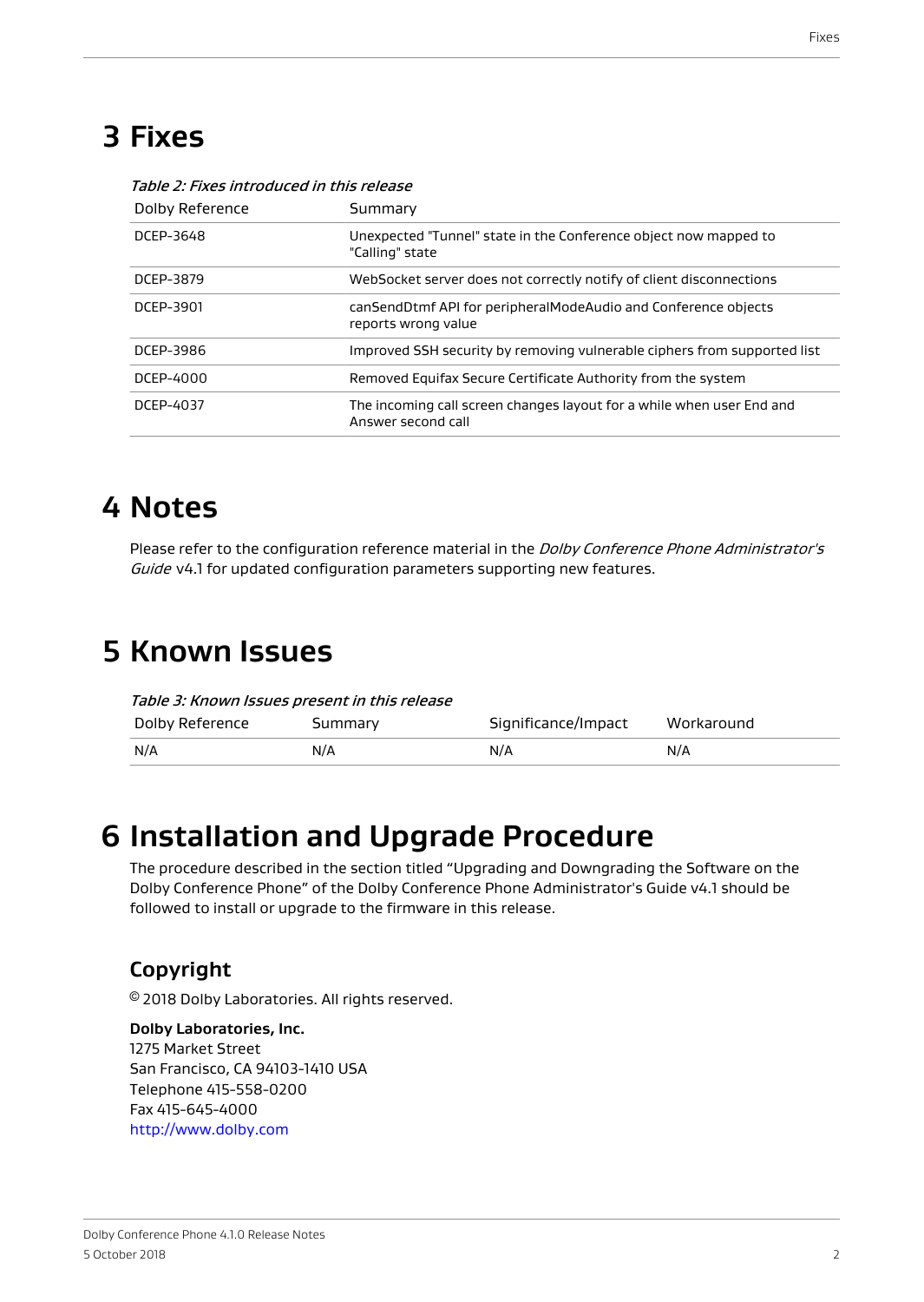# 3 Fixes

*Table 2: Fixes introduced in this release*

| Dolby Reference | Summary |
|---|---|
| DCEP-3648 | Unexpected "Tunnel" state in the Conference object now mapped to "Calling" state |
| DCEP-3879 | WebSocket server does not correctly notify of client disconnections |
| DCEP-3901 | canSendDtmf API for peripheralModeAudio and Conference objects reports wrong value |
| DCEP-3986 | Improved SSH security by removing vulnerable ciphers from supported list |
| DCEP-4000 | Removed Equifax Secure Certificate Authority from the system |
| DCEP-4037 | The incoming call screen changes layout for a while when user End and Answer second call |

# 4 Notes

Please refer to the configuration reference material in the *Dolby Conference Phone Administrator's Guide* v4.1 for updated configuration parameters supporting new features.

# 5 Known Issues

*Table 3: Known Issues present in this release*

| Dolby Reference | Summary | Significance/Impact | Workaround |
|---|---|---|---|
| N/A | N/A | N/A | N/A |

# 6 Installation and Upgrade Procedure

The procedure described in the section titled "Upgrading and Downgrading the Software on the Dolby Conference Phone" of the Dolby Conference Phone Administrator's Guide v4.1 should be followed to install or upgrade to the firmware in this release.

## Copyright

© 2018 Dolby Laboratories. All rights reserved.

**Dolby Laboratories, Inc.**
1275 Market Street
San Francisco, CA 94103-1410 USA
Telephone 415-558-0200
Fax 415-645-4000
http://www.dolby.com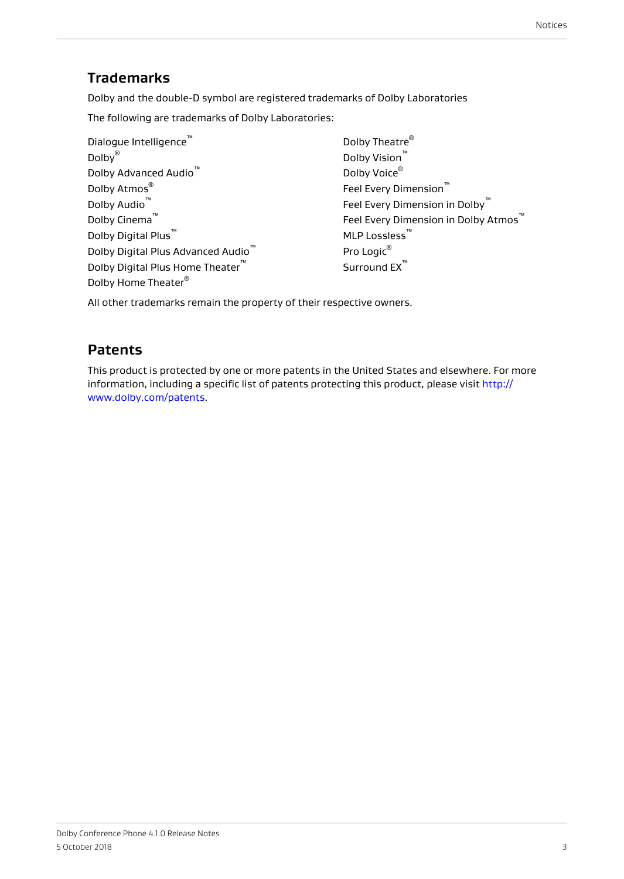## Trademarks

Dolby and the double-D symbol are registered trademarks of Dolby Laboratories

The following are trademarks of Dolby Laboratories:

- Dialogue Intelligence™
- Dolby®
- Dolby Advanced Audio™
- Dolby Atmos®
- Dolby Audio™
- Dolby Cinema™
- Dolby Digital Plus™
- Dolby Digital Plus Advanced Audio™
- Dolby Digital Plus Home Theater™
- Dolby Home Theater®
- Dolby Theatre®
- Dolby Vision™
- Dolby Voice®
- Feel Every Dimension™
- Feel Every Dimension in Dolby™
- Feel Every Dimension in Dolby Atmos™
- MLP Lossless™
- Pro Logic®
- Surround EX™

All other trademarks remain the property of their respective owners.

## Patents

This product is protected by one or more patents in the United States and elsewhere. For more information, including a specific list of patents protecting this product, please visit http://www.dolby.com/patents.